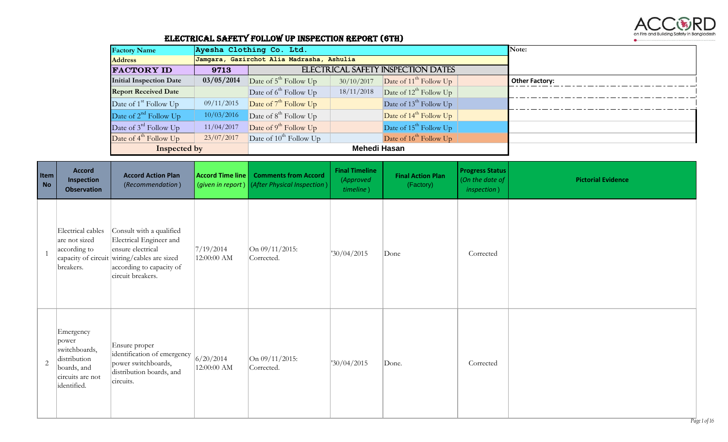# ELECTRICAL SAFETY FOLLOW UP INSPECTION REPORT (6TH)

| Factory Name | Ayesha Clothing Co. Ltd. | | | | |
|---|---|---|---|---|---|
| Address | Jamgara, Gazirchot Alia Madrasha, Ashulia | | | | |
| FACTORY ID | 9713 | ELECTRICAL SAFETY INSPECTION DATES | | | |
| Initial Inspection Date | 03/05/2014 | Date of 5th Follow Up | 30/10/2017 | Date of 11th Follow Up | |
| Report Received Date | | Date of 6th Follow Up | 18/11/2018 | Date of 12th Follow Up | |
| Date of 1st Follow Up | 09/11/2015 | Date of 7th Follow Up | | Date of 13th Follow Up | |
| Date of 2nd Follow Up | 10/03/2016 | Date of 8th Follow Up | | Date of 14th Follow Up | |
| Date of 3rd Follow Up | 11/04/2017 | Date of 9th Follow Up | | Date of 15th Follow Up | |
| Date of 4th Follow Up | 23/07/2017 | Date of 10th Follow Up | | Date of 16th Follow Up | |
| Inspected by | | Mehedi Hasan | | | |

Note:

Other Factory:

| Item No | Accord Inspection Observation | Accord Action Plan (*Recommendation*) | Accord Time line (*given in report*) | Comments from Accord (*After Physical Inspection*) | Final Timeline (*Approved timeline*) | Final Action Plan (Factory) | Progress Status (*On the date of inspection*) | Pictorial Evidence |
|---|---|---|---|---|---|---|---|---|
| 1 | Electrical cables are not sized according to capacity of circuit breakers. | Consult with a qualified Electrical Engineer and ensure electrical wiring/cables are sized according to capacity of circuit breakers. | 7/19/2014 12:00:00 AM | On 09/11/2015: Corrected. | '30/04/2015 | Done | Corrected | |
| 2 | Emergency power switchboards, distribution boards, and circuits are not identified. | Ensure proper identification of emergency power switchboards, distribution boards, and circuits. | 6/20/2014 12:00:00 AM | On 09/11/2015: Corrected. | '30/04/2015 | Done. | Corrected | |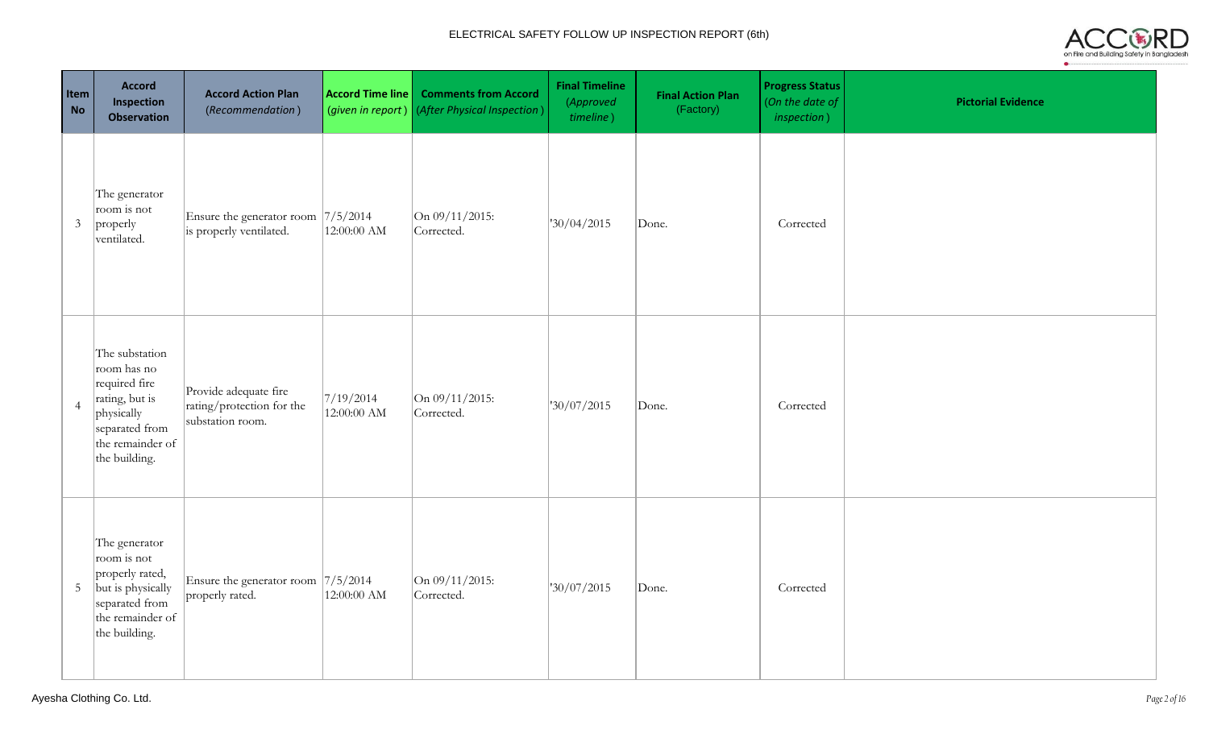| Item No | Accord Inspection Observation | Accord Action Plan (*Recommendation*) | Accord Time line (*given in report*) | Comments from Accord (*After Physical Inspection*) | Final Timeline (*Approved timeline*) | Final Action Plan (Factory) | Progress Status (*On the date of inspection*) | Pictorial Evidence |
|---|---|---|---|---|---|---|---|---|
| 3 | The generator room is not properly ventilated. | Ensure the generator room is properly ventilated. | 7/5/2014 12:00:00 AM | On 09/11/2015: Corrected. | '30/04/2015 | Done. | Corrected | |
| 4 | The substation room has no required fire rating, but is physically separated from the remainder of the building. | Provide adequate fire rating/protection for the substation room. | 7/19/2014 12:00:00 AM | On 09/11/2015: Corrected. | '30/07/2015 | Done. | Corrected | |
| 5 | The generator room is not properly rated, but is physically separated from the remainder of the building. | Ensure the generator room properly rated. | 7/5/2014 12:00:00 AM | On 09/11/2015: Corrected. | '30/07/2015 | Done. | Corrected | |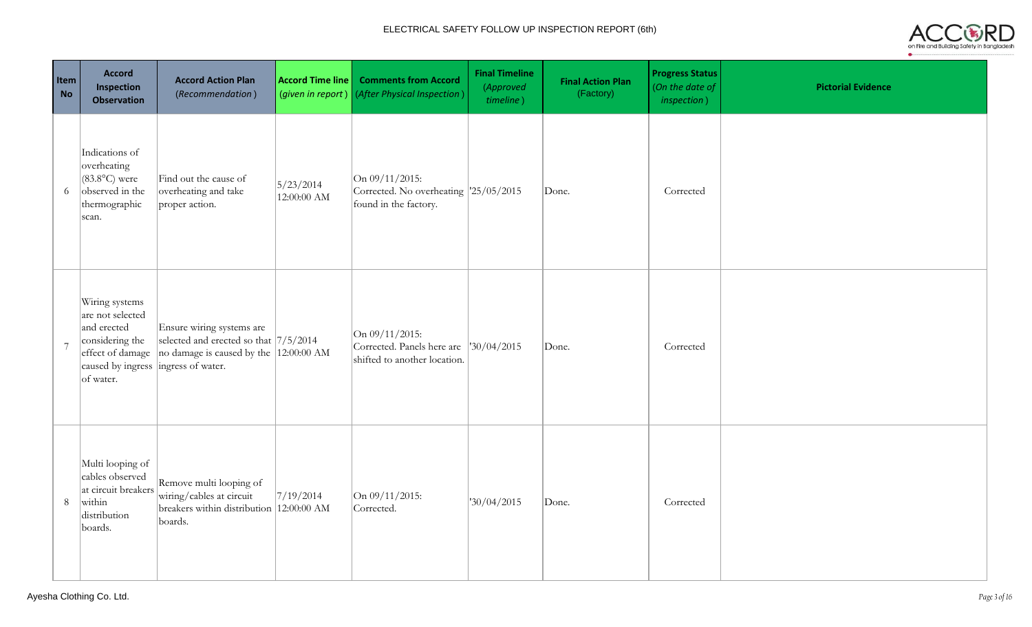# ELECTRICAL SAFETY FOLLOW UP INSPECTION REPORT (6th)

| Item No | Accord Inspection Observation | Accord Action Plan (*Recommendation*) | Accord Time line (*given in report*) | Comments from Accord (*After Physical Inspection*) | Final Timeline (*Approved timeline*) | Final Action Plan (Factory) | Progress Status (*On the date of inspection*) | Pictorial Evidence |
|---|---|---|---|---|---|---|---|---|
| 6 | Indications of overheating (83.8°C) were observed in the thermographic scan. | Find out the cause of overheating and take proper action. | 5/23/2014 12:00:00 AM | On 09/11/2015: Corrected. No overheating found in the factory. | '25/05/2015 | Done. | Corrected | |
| 7 | Wiring systems are not selected and erected considering the effect of damage caused by ingress of water. | Ensure wiring systems are selected and erected so that no damage is caused by the ingress of water. | 7/5/2014 12:00:00 AM | On 09/11/2015: Corrected. Panels here are shifted to another location. | '30/04/2015 | Done. | Corrected | |
| 8 | Multi looping of cables observed at circuit breakers within distribution boards. | Remove multi looping of wiring/cables at circuit breakers within distribution boards. | 7/19/2014 12:00:00 AM | On 09/11/2015: Corrected. | '30/04/2015 | Done. | Corrected | |

Ayesha Clothing Co. Ltd.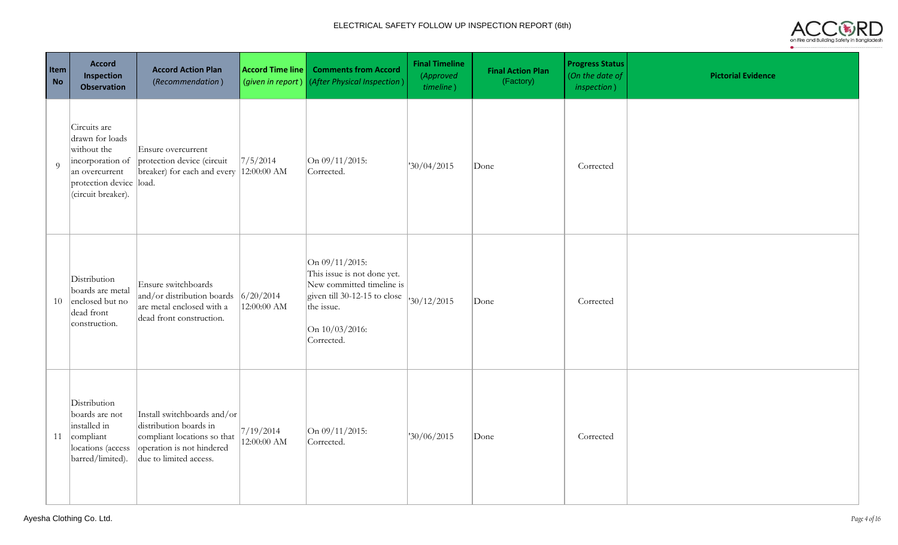| Item No | Accord Inspection Observation | Accord Action Plan (*Recommendation*) | Accord Time line (*given in report*) | Comments from Accord (*After Physical Inspection*) | Final Timeline (*Approved timeline*) | Final Action Plan (Factory) | Progress Status (*On the date of inspection*) | Pictorial Evidence |
|---|---|---|---|---|---|---|---|---|
| 9 | Circuits are drawn for loads without the incorporation of an overcurrent protection device (circuit breaker). | Ensure overcurrent protection device (circuit breaker) for each and every load. | 7/5/2014 12:00:00 AM | On 09/11/2015: Corrected. | '30/04/2015 | Done | Corrected | |
| 10 | Distribution boards are metal enclosed but no dead front construction. | Ensure switchboards and/or distribution boards are metal enclosed with a dead front construction. | 6/20/2014 12:00:00 AM | On 09/11/2015: This issue is not done yet. New committed timeline is given till 30-12-15 to close the issue.<br><br>On 10/03/2016: Corrected. | '30/12/2015 | Done | Corrected | |
| 11 | Distribution boards are not installed in compliant locations (access barred/limited). | Install switchboards and/or distribution boards in compliant locations so that operation is not hindered due to limited access. | 7/19/2014 12:00:00 AM | On 09/11/2015: Corrected. | '30/06/2015 | Done | Corrected | |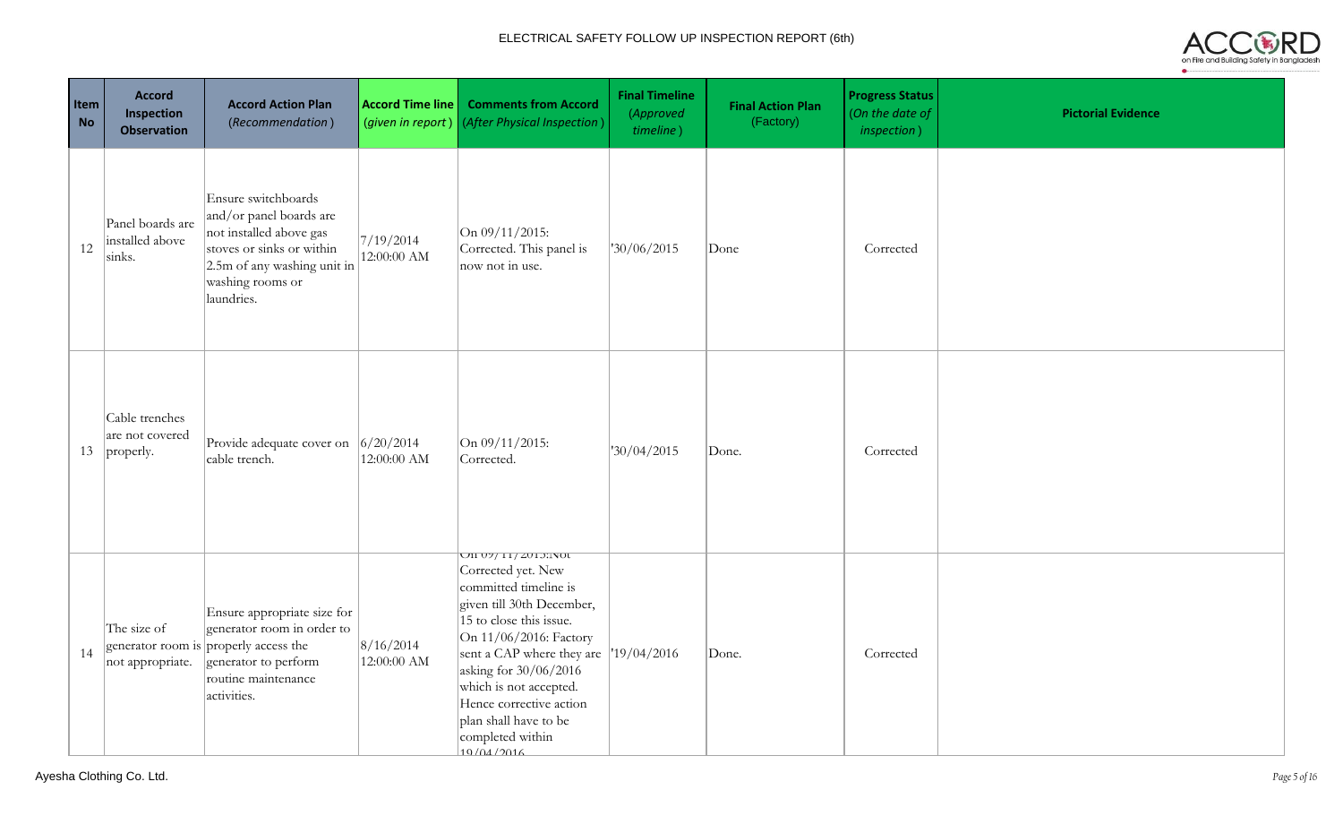# ELECTRICAL SAFETY FOLLOW UP INSPECTION REPORT (6th)

| Item No | Accord Inspection Observation | Accord Action Plan (*Recommendation*) | Accord Time line (*given in report*) | Comments from Accord (*After Physical Inspection*) | Final Timeline (*Approved timeline*) | Final Action Plan (Factory) | Progress Status (*On the date of inspection*) | Pictorial Evidence |
|---|---|---|---|---|---|---|---|---|
| 12 | Panel boards are installed above sinks. | Ensure switchboards and/or panel boards are not installed above gas stoves or sinks or within 2.5m of any washing unit in washing rooms or laundries. | 7/19/2014 12:00:00 AM | On 09/11/2015: Corrected. This panel is now not in use. | '30/06/2015 | Done | Corrected | |
| 13 | Cable trenches are not covered properly. | Provide adequate cover on cable trench. | 6/20/2014 12:00:00 AM | On 09/11/2015: Corrected. | '30/04/2015 | Done. | Corrected | |
| 14 | The size of generator room is not appropriate. | Ensure appropriate size for generator room in order to properly access the generator to perform routine maintenance activities. | 8/16/2014 12:00:00 AM | On 09/11/2015:Not Corrected yet. New committed timeline is given till 30th December, 15 to close this issue. On 11/06/2016: Factory sent a CAP where they are asking for 30/06/2016 which is not accepted. Hence corrective action plan shall have to be completed within 19/04/2016 | '19/04/2016 | Done. | Corrected | |

Ayesha Clothing Co. Ltd.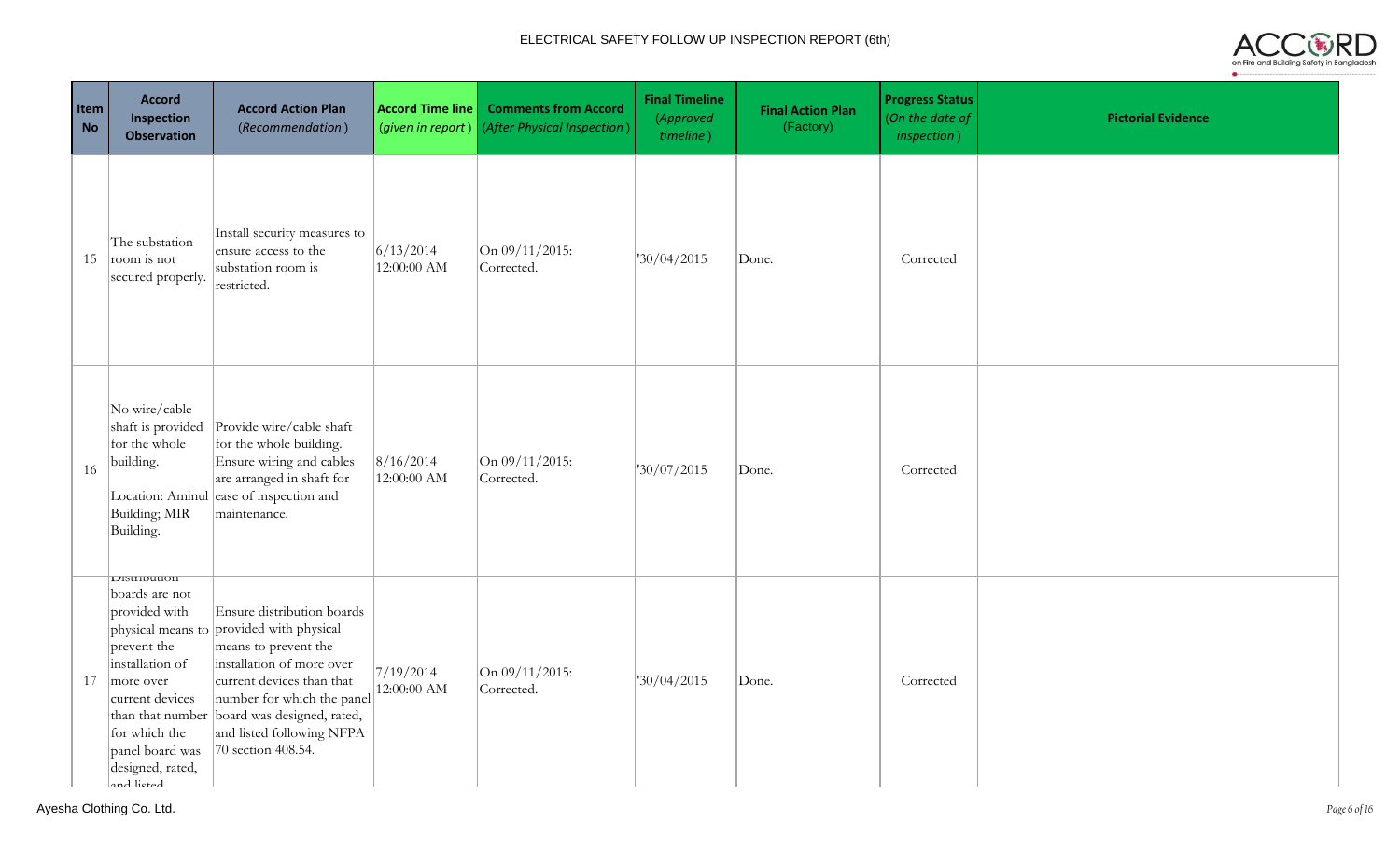| Item No | Accord Inspection Observation | Accord Action Plan (*Recommendation*) | Accord Time line (*given in report*) | Comments from Accord (*After Physical Inspection*) | Final Timeline (*Approved timeline*) | Final Action Plan (Factory) | Progress Status (*On the date of inspection*) | Pictorial Evidence |
|---|---|---|---|---|---|---|---|---|
| 15 | The substation room is not secured properly. | Install security measures to ensure access to the substation room is restricted. | 6/13/2014 12:00:00 AM | On 09/11/2015: Corrected. | '30/04/2015 | Done. | Corrected | |
| 16 | No wire/cable shaft is provided for the whole building.<br><br>Location: Aminul Building; MIR Building. | Provide wire/cable shaft for the whole building. Ensure wiring and cables are arranged in shaft for ease of inspection and maintenance. | 8/16/2014 12:00:00 AM | On 09/11/2015: Corrected. | '30/07/2015 | Done. | Corrected | |
| 17 | Distribution boards are not provided with physical means to prevent the installation of more over current devices than that number for which the panel board was designed, rated, and listed | Ensure distribution boards provided with physical means to prevent the installation of more over current devices than that number for which the panel board was designed, rated, and listed following NFPA 70 section 408.54. | 7/19/2014 12:00:00 AM | On 09/11/2015: Corrected. | '30/04/2015 | Done. | Corrected | |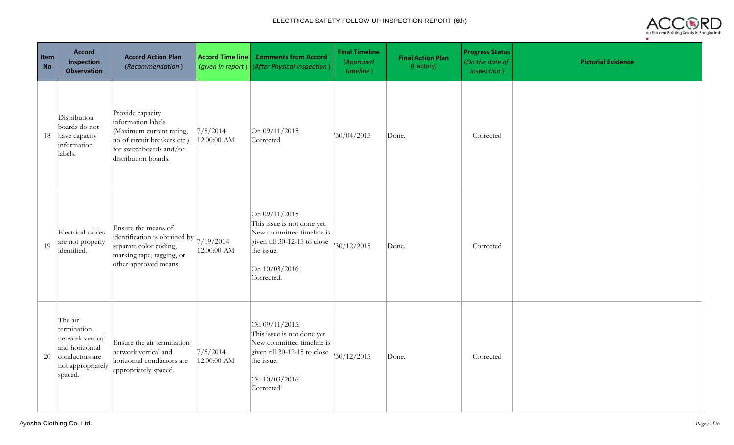# ELECTRICAL SAFETY FOLLOW UP INSPECTION REPORT (6th)

| Item No | Accord Inspection Observation | Accord Action Plan (*Recommendation*) | Accord Time line (*given in report*) | Comments from Accord (*After Physical Inspection*) | Final Timeline (*Approved timeline*) | Final Action Plan (Factory) | Progress Status (*On the date of inspection*) | Pictorial Evidence |
|---|---|---|---|---|---|---|---|---|
| 18 | Distribution boards do not have capacity information labels. | Provide capacity information labels (Maximum current rating, no of circuit breakers etc.) for switchboards and/or distribution boards. | 7/5/2014 12:00:00 AM | On 09/11/2015: Corrected. | '30/04/2015 | Done. | Corrected | |
| 19 | Electrical cables are not properly identified. | Ensure the means of identification is obtained by separate color coding, marking tape, tagging, or other approved means. | 7/19/2014 12:00:00 AM | On 09/11/2015: This issue is not done yet. New committed timeline is given till 30-12-15 to close the issue. On 10/03/2016: Corrected. | '30/12/2015 | Done. | Corrected | |
| 20 | The air termination network vertical and horizontal conductors are not appropriately spaced. | Ensure the air termination network vertical and horizontal conductors are appropriately spaced. | 7/5/2014 12:00:00 AM | On 09/11/2015: This issue is not done yet. New committed timeline is given till 30-12-15 to close the issue. On 10/03/2016: Corrected. | '30/12/2015 | Done. | Corrected | |

Ayesha Clothing Co. Ltd.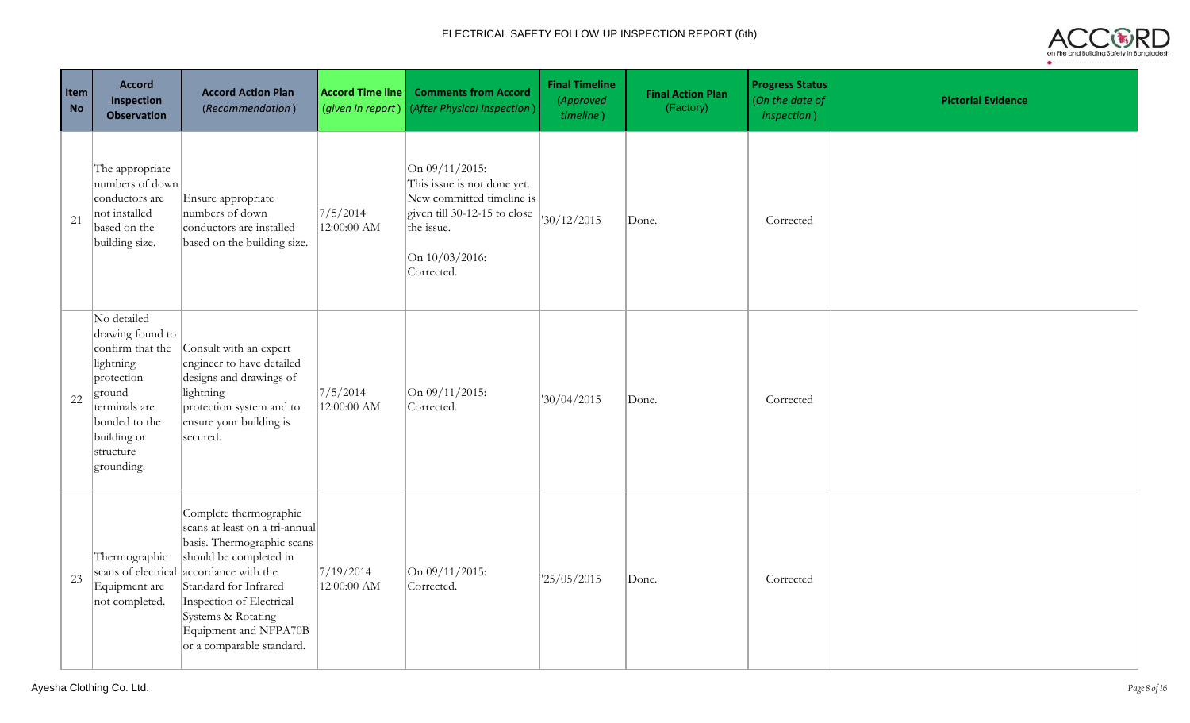| Item No | Accord Inspection Observation | Accord Action Plan (*Recommendation*) | Accord Time line (*given in report*) | Comments from Accord (*After Physical Inspection*) | Final Timeline (*Approved timeline*) | Final Action Plan (Factory) | Progress Status (*On the date of inspection*) | Pictorial Evidence |
|---|---|---|---|---|---|---|---|---|
| 21 | The appropriate numbers of down conductors are not installed based on the building size. | Ensure appropriate numbers of down conductors are installed based on the building size. | 7/5/2014 12:00:00 AM | On 09/11/2015: This issue is not done yet. New committed timeline is given till 30-12-15 to close the issue.<br>On 10/03/2016: Corrected. | '30/12/2015 | Done. | Corrected | |
| 22 | No detailed drawing found to confirm that the lightning protection ground terminals are bonded to the building or structure grounding. | Consult with an expert engineer to have detailed designs and drawings of lightning protection system and to ensure your building is secured. | 7/5/2014 12:00:00 AM | On 09/11/2015: Corrected. | '30/04/2015 | Done. | Corrected | |
| 23 | Thermographic scans of electrical Equipment are not completed. | Complete thermographic scans at least on a tri-annual basis. Thermographic scans should be completed in accordance with the Standard for Infrared Inspection of Electrical Systems & Rotating Equipment and NFPA70B or a comparable standard. | 7/19/2014 12:00:00 AM | On 09/11/2015: Corrected. | '25/05/2015 | Done. | Corrected | |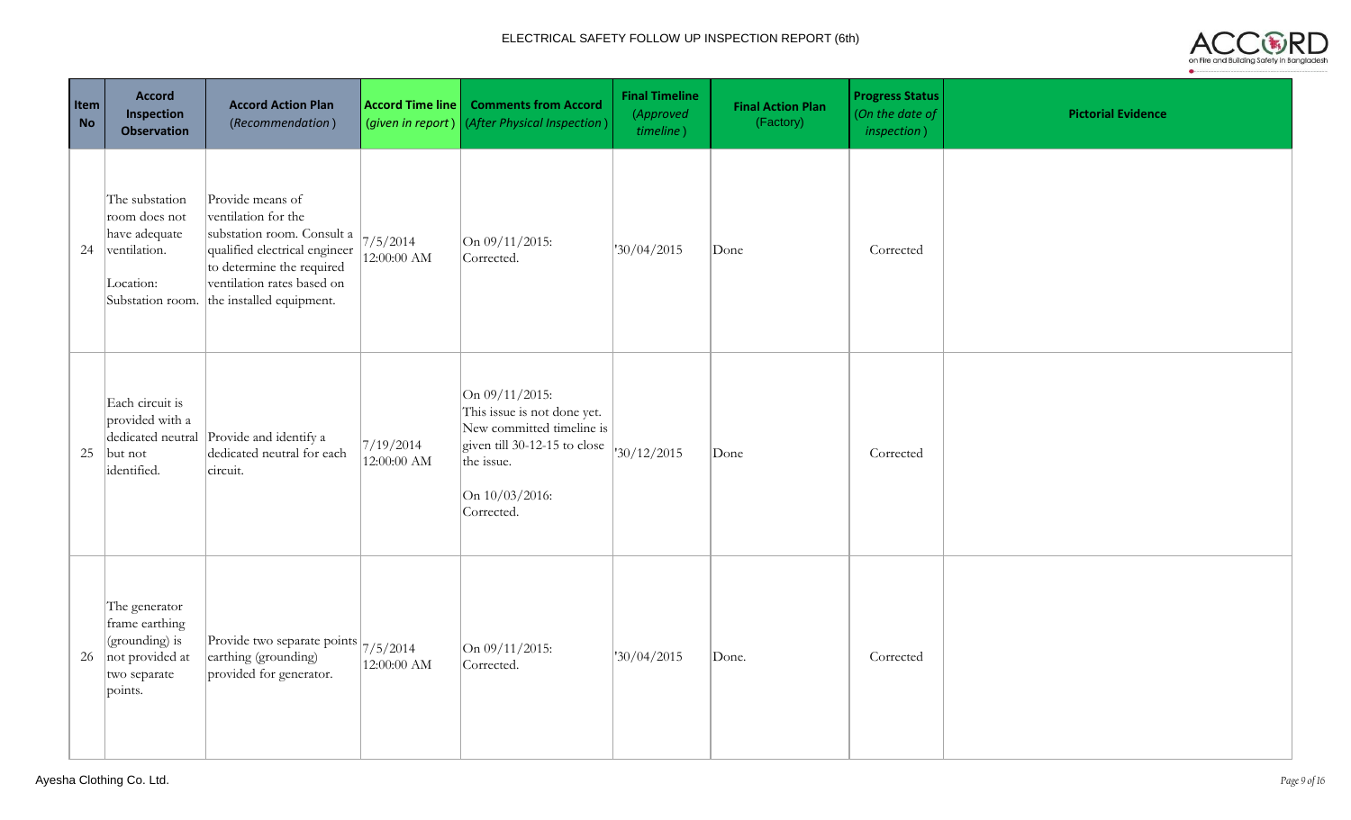| Item No | Accord Inspection Observation | Accord Action Plan (*Recommendation*) | Accord Time line (*given in report*) | Comments from Accord (*After Physical Inspection*) | Final Timeline (*Approved timeline*) | Final Action Plan (Factory) | Progress Status (*On the date of inspection*) | Pictorial Evidence |
|---|---|---|---|---|---|---|---|---|
| 24 | The substation room does not have adequate ventilation.<br><br>Location:<br>Substation room. | Provide means of ventilation for the substation room. Consult a qualified electrical engineer to determine the required ventilation rates based on the installed equipment. | 7/5/2014 12:00:00 AM | On 09/11/2015:<br>Corrected. | '30/04/2015 | Done | Corrected | |
| 25 | Each circuit is provided with a dedicated neutral but not identified. | Provide and identify a dedicated neutral for each circuit. | 7/19/2014 12:00:00 AM | On 09/11/2015:<br>This issue is not done yet. New committed timeline is given till 30-12-15 to close the issue.<br><br>On 10/03/2016:<br>Corrected. | '30/12/2015 | Done | Corrected | |
| 26 | The generator frame earthing (grounding) is not provided at two separate points. | Provide two separate points earthing (grounding) provided for generator. | 7/5/2014 12:00:00 AM | On 09/11/2015:<br>Corrected. | '30/04/2015 | Done. | Corrected | |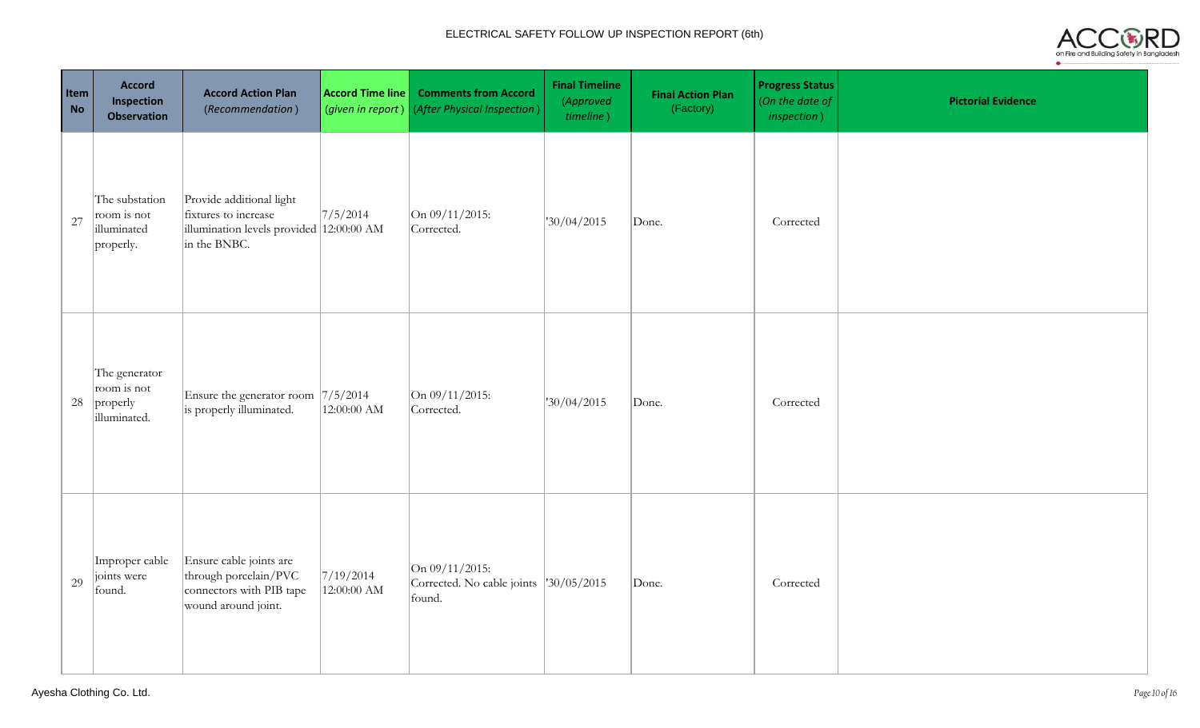# ELECTRICAL SAFETY FOLLOW UP INSPECTION REPORT (6th)

| Item No | Accord Inspection Observation | Accord Action Plan (*Recommendation*) | Accord Time line (*given in report*) | Comments from Accord (*After Physical Inspection*) | Final Timeline (*Approved timeline*) | Final Action Plan (Factory) | Progress Status (*On the date of inspection*) | Pictorial Evidence |
|---|---|---|---|---|---|---|---|---|
| 27 | The substation room is not illuminated properly. | Provide additional light fixtures to increase illumination levels provided in the BNBC. | 7/5/2014 12:00:00 AM | On 09/11/2015: Corrected. | '30/04/2015 | Done. | Corrected | |
| 28 | The generator room is not properly illuminated. | Ensure the generator room is properly illuminated. | 7/5/2014 12:00:00 AM | On 09/11/2015: Corrected. | '30/04/2015 | Done. | Corrected | |
| 29 | Improper cable joints were found. | Ensure cable joints are through porcelain/PVC connectors with PIB tape wound around joint. | 7/19/2014 12:00:00 AM | On 09/11/2015: Corrected. No cable joints found. | '30/05/2015 | Done. | Corrected | |

Ayesha Clothing Co. Ltd.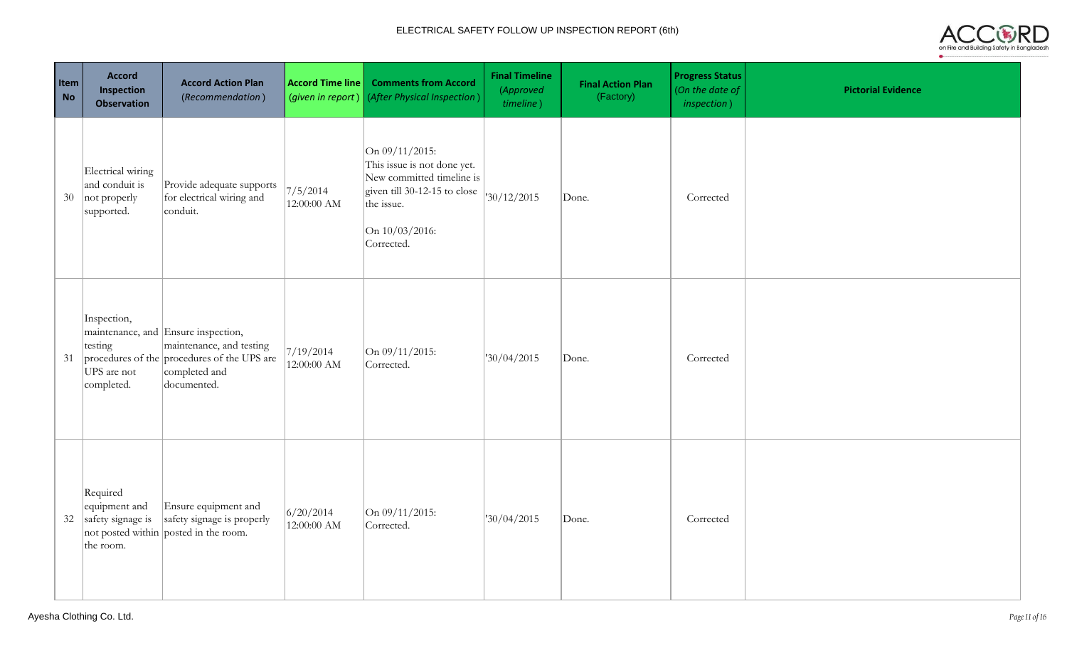# ELECTRICAL SAFETY FOLLOW UP INSPECTION REPORT (6th)

| Item No | Accord Inspection Observation | Accord Action Plan (*Recommendation*) | Accord Time line (*given in report*) | Comments from Accord (*After Physical Inspection*) | Final Timeline (*Approved timeline*) | Final Action Plan (Factory) | Progress Status (*On the date of inspection*) | Pictorial Evidence |
|---|---|---|---|---|---|---|---|---|
| 30 | Electrical wiring and conduit is not properly supported. | Provide adequate supports for electrical wiring and conduit. | 7/5/2014 12:00:00 AM | On 09/11/2015: This issue is not done yet. New committed timeline is given till 30-12-15 to close the issue. On 10/03/2016: Corrected. | '30/12/2015 | Done. | Corrected | |
| 31 | Inspection, maintenance, and testing procedures of the UPS are not completed. | Ensure inspection, maintenance, and testing procedures of the UPS are completed and documented. | 7/19/2014 12:00:00 AM | On 09/11/2015: Corrected. | '30/04/2015 | Done. | Corrected | |
| 32 | Required equipment and safety signage is not posted within the room. | Ensure equipment and safety signage is properly posted in the room. | 6/20/2014 12:00:00 AM | On 09/11/2015: Corrected. | '30/04/2015 | Done. | Corrected | |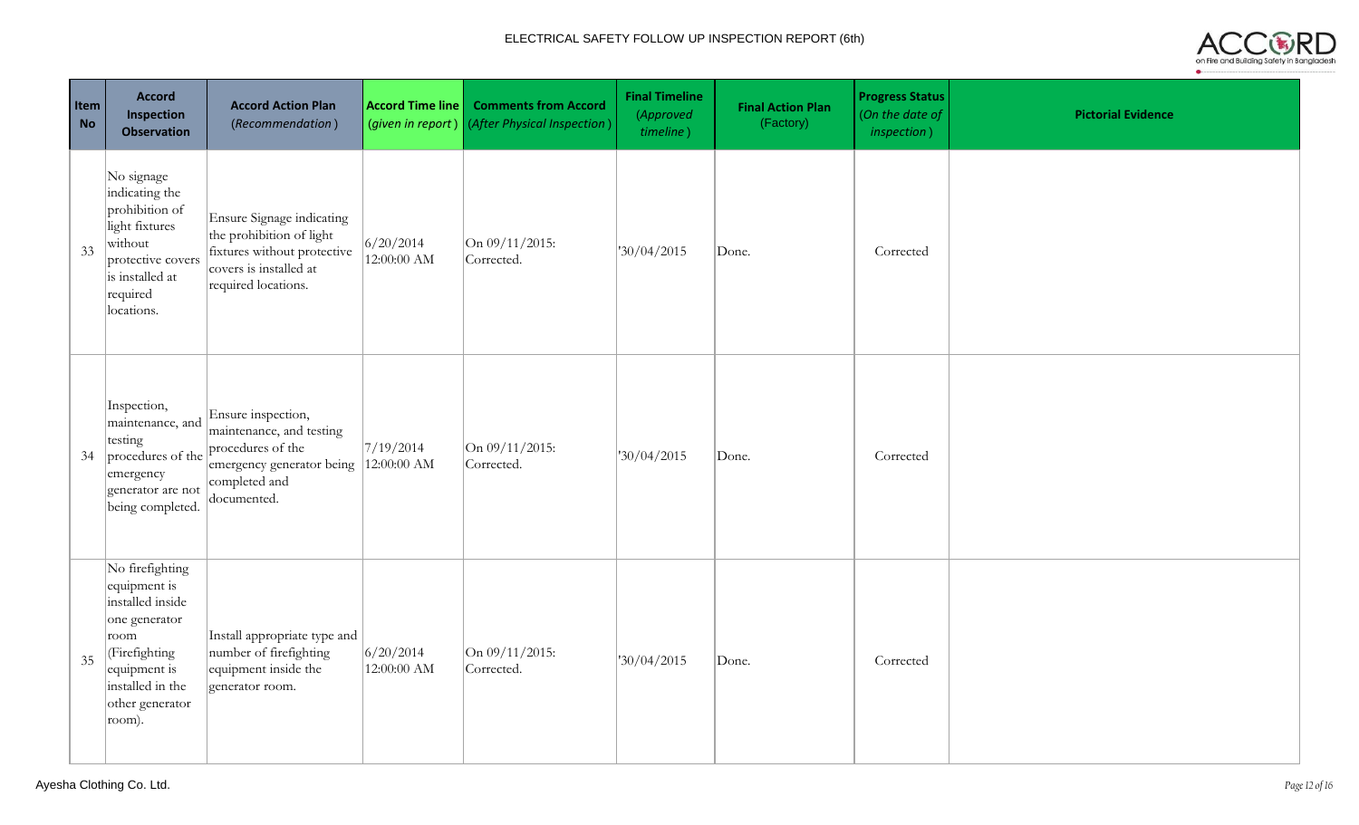# ELECTRICAL SAFETY FOLLOW UP INSPECTION REPORT (6th)

| Item No | Accord Inspection Observation | Accord Action Plan (*Recommendation*) | Accord Time line (*given in report*) | Comments from Accord (*After Physical Inspection*) | Final Timeline (*Approved timeline*) | Final Action Plan (Factory) | Progress Status (*On the date of inspection*) | Pictorial Evidence |
|---|---|---|---|---|---|---|---|---|
| 33 | No signage indicating the prohibition of light fixtures without protective covers is installed at required locations. | Ensure Signage indicating the prohibition of light fixtures without protective covers is installed at required locations. | 6/20/2014 12:00:00 AM | On 09/11/2015: Corrected. | '30/04/2015 | Done. | Corrected | |
| 34 | Inspection, maintenance, and testing procedures of the emergency generator are not being completed. | Ensure inspection, maintenance, and testing procedures of the emergency generator being completed and documented. | 7/19/2014 12:00:00 AM | On 09/11/2015: Corrected. | '30/04/2015 | Done. | Corrected | |
| 35 | No firefighting equipment is installed inside one generator room (Firefighting equipment is installed in the other generator room). | Install appropriate type and number of firefighting equipment inside the generator room. | 6/20/2014 12:00:00 AM | On 09/11/2015: Corrected. | '30/04/2015 | Done. | Corrected | |

Ayesha Clothing Co. Ltd.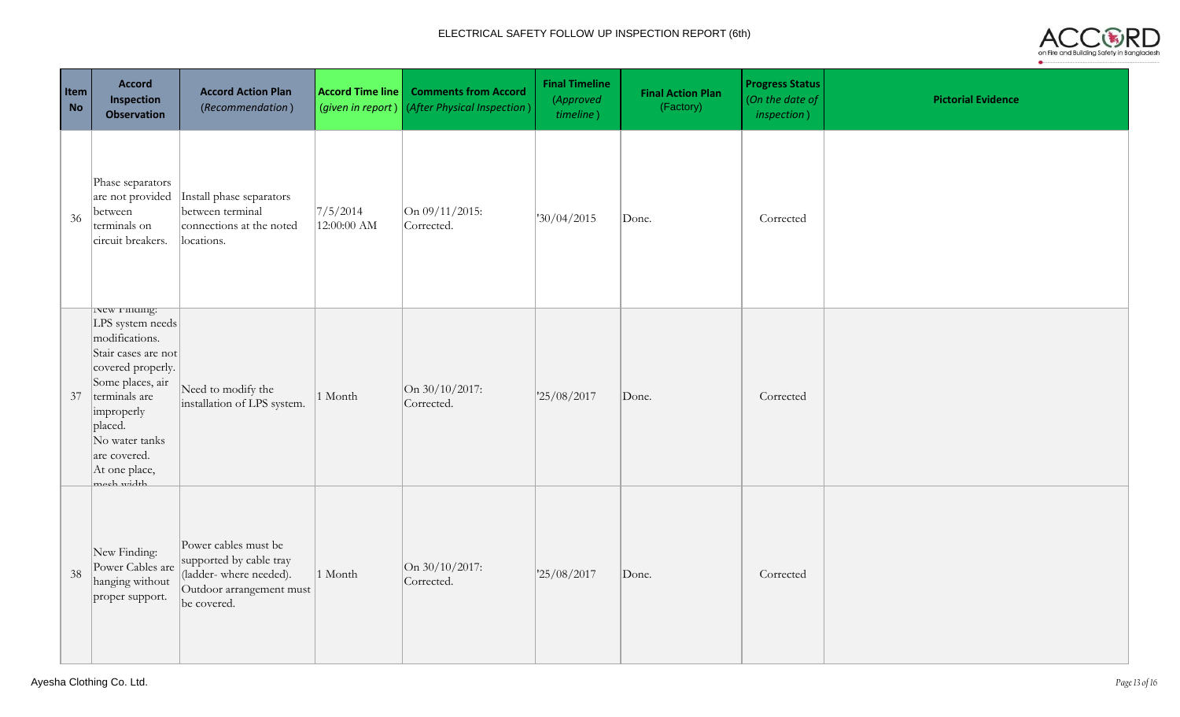ELECTRICAL SAFETY FOLLOW UP INSPECTION REPORT (6th)

| Item No | Accord Inspection Observation | Accord Action Plan (*Recommendation*) | Accord Time line (*given in report*) | Comments from Accord (*After Physical Inspection*) | Final Timeline (*Approved timeline*) | Final Action Plan (Factory) | Progress Status (*On the date of inspection*) | Pictorial Evidence |
|---|---|---|---|---|---|---|---|---|
| 36 | Phase separators are not provided between terminals on circuit breakers. | Install phase separators between terminal connections at the noted locations. | 7/5/2014 12:00:00 AM | On 09/11/2015: Corrected. | '30/04/2015 | Done. | Corrected | |
| 37 | New Finding: LPS system needs modifications. Stair cases are not covered properly. Some places, air terminals are improperly placed. No water tanks are covered. At one place, mesh width | Need to modify the installation of LPS system. | 1 Month | On 30/10/2017: Corrected. | '25/08/2017 | Done. | Corrected | |
| 38 | New Finding: Power Cables are hanging without proper support. | Power cables must be supported by cable tray (ladder- where needed). Outdoor arrangement must be covered. | 1 Month | On 30/10/2017: Corrected. | '25/08/2017 | Done. | Corrected | |

Ayesha Clothing Co. Ltd.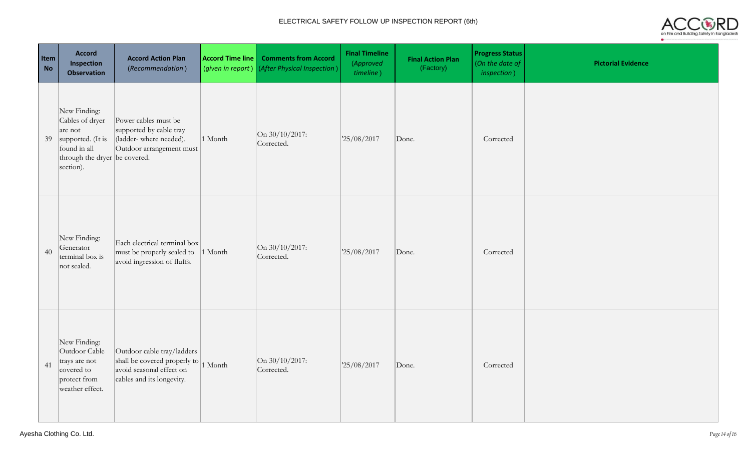# ELECTRICAL SAFETY FOLLOW UP INSPECTION REPORT (6th)

| Item No | Accord Inspection Observation | Accord Action Plan (*Recommendation*) | Accord Time line (*given in report*) | Comments from Accord (*After Physical Inspection*) | Final Timeline (*Approved timeline*) | Final Action Plan (Factory) | Progress Status (*On the date of inspection*) | Pictorial Evidence |
|---|---|---|---|---|---|---|---|---|
| 39 | New Finding: Cables of dryer are not supported. (It is found in all through the dryer section). | Power cables must be supported by cable tray (ladder- where needed). Outdoor arrangement must be covered. | 1 Month | On 30/10/2017: Corrected. | '25/08/2017 | Done. | Corrected | |
| 40 | New Finding: Generator terminal box is not sealed. | Each electrical terminal box must be properly sealed to avoid ingression of fluffs. | 1 Month | On 30/10/2017: Corrected. | '25/08/2017 | Done. | Corrected | |
| 41 | New Finding: Outdoor Cable trays are not covered to protect from weather effect. | Outdoor cable tray/ladders shall be covered properly to avoid seasonal effect on cables and its longevity. | 1 Month | On 30/10/2017: Corrected. | '25/08/2017 | Done. | Corrected | |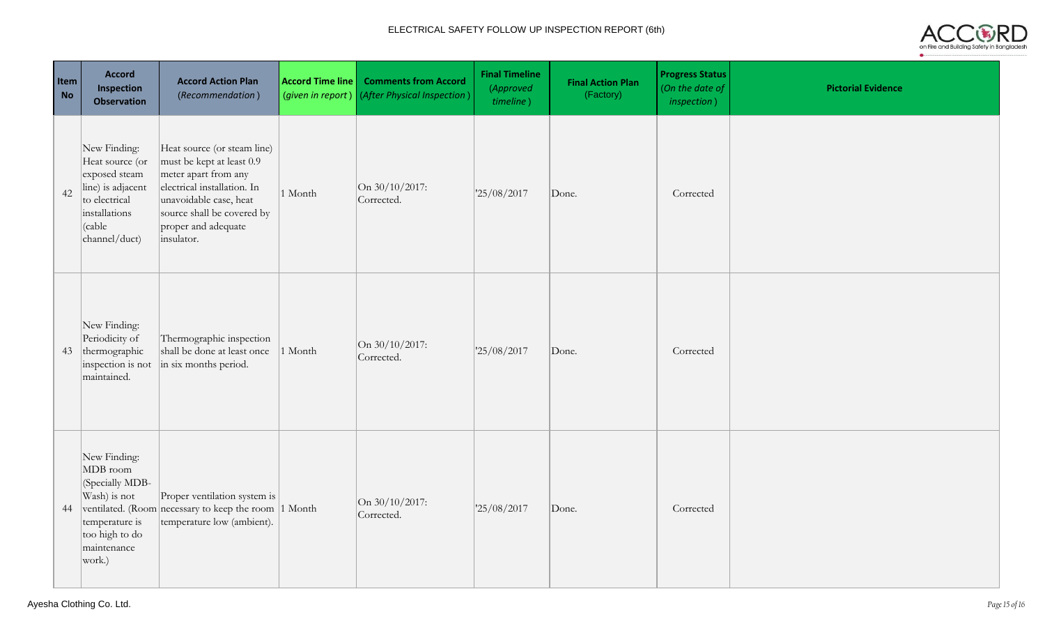| Item No | Accord Inspection Observation | Accord Action Plan (*Recommendation*) | Accord Time line (*given in report*) | Comments from Accord (*After Physical Inspection*) | Final Timeline (*Approved timeline*) | Final Action Plan (Factory) | Progress Status (*On the date of inspection*) | Pictorial Evidence |
|---|---|---|---|---|---|---|---|---|
| 42 | New Finding: Heat source (or exposed steam line) is adjacent to electrical installations (cable channel/duct) | Heat source (or steam line) must be kept at least 0.9 meter apart from any electrical installation. In unavoidable case, heat source shall be covered by proper and adequate insulator. | 1 Month | On 30/10/2017: Corrected. | '25/08/2017 | Done. | Corrected | |
| 43 | New Finding: Periodicity of thermographic inspection is not maintained. | Thermographic inspection shall be done at least once in six months period. | 1 Month | On 30/10/2017: Corrected. | '25/08/2017 | Done. | Corrected | |
| 44 | New Finding: MDB room (Specially MDB-Wash) is not ventilated. (Room temperature is too high to do maintenance work.) | Proper ventilation system is necessary to keep the room temperature low (ambient). | 1 Month | On 30/10/2017: Corrected. | '25/08/2017 | Done. | Corrected | |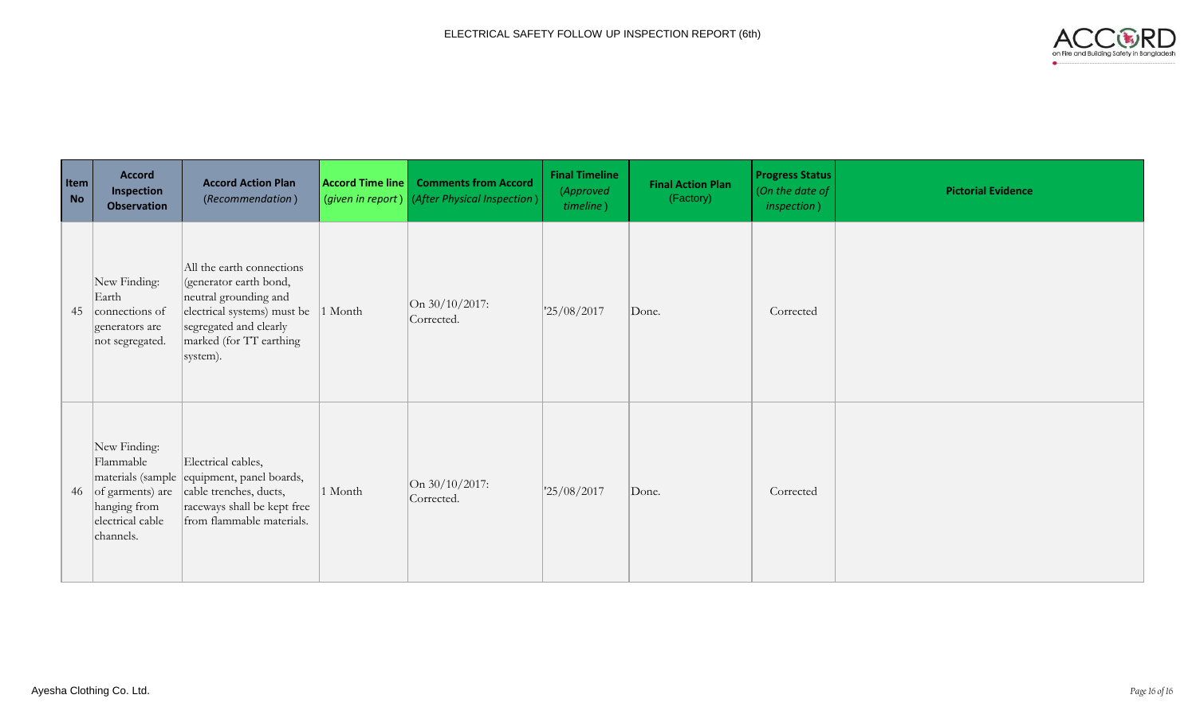| Item No | Accord Inspection Observation | Accord Action Plan (*Recommendation*) | Accord Time line (*given in report*) | Comments from Accord (*After Physical Inspection*) | Final Timeline (*Approved timeline*) | Final Action Plan (Factory) | Progress Status (*On the date of inspection*) | Pictorial Evidence |
|---|---|---|---|---|---|---|---|---|
| 45 | New Finding: Earth connections of generators are not segregated. | All the earth connections (generator earth bond, neutral grounding and electrical systems) must be segregated and clearly marked (for TT earthing system). | 1 Month | On 30/10/2017: Corrected. | '25/08/2017 | Done. | Corrected | |
| 46 | New Finding: Flammable materials (sample of garments) are hanging from electrical cable channels. | Electrical cables, equipment, panel boards, cable trenches, ducts, raceways shall be kept free from flammable materials. | 1 Month | On 30/10/2017: Corrected. | '25/08/2017 | Done. | Corrected | |